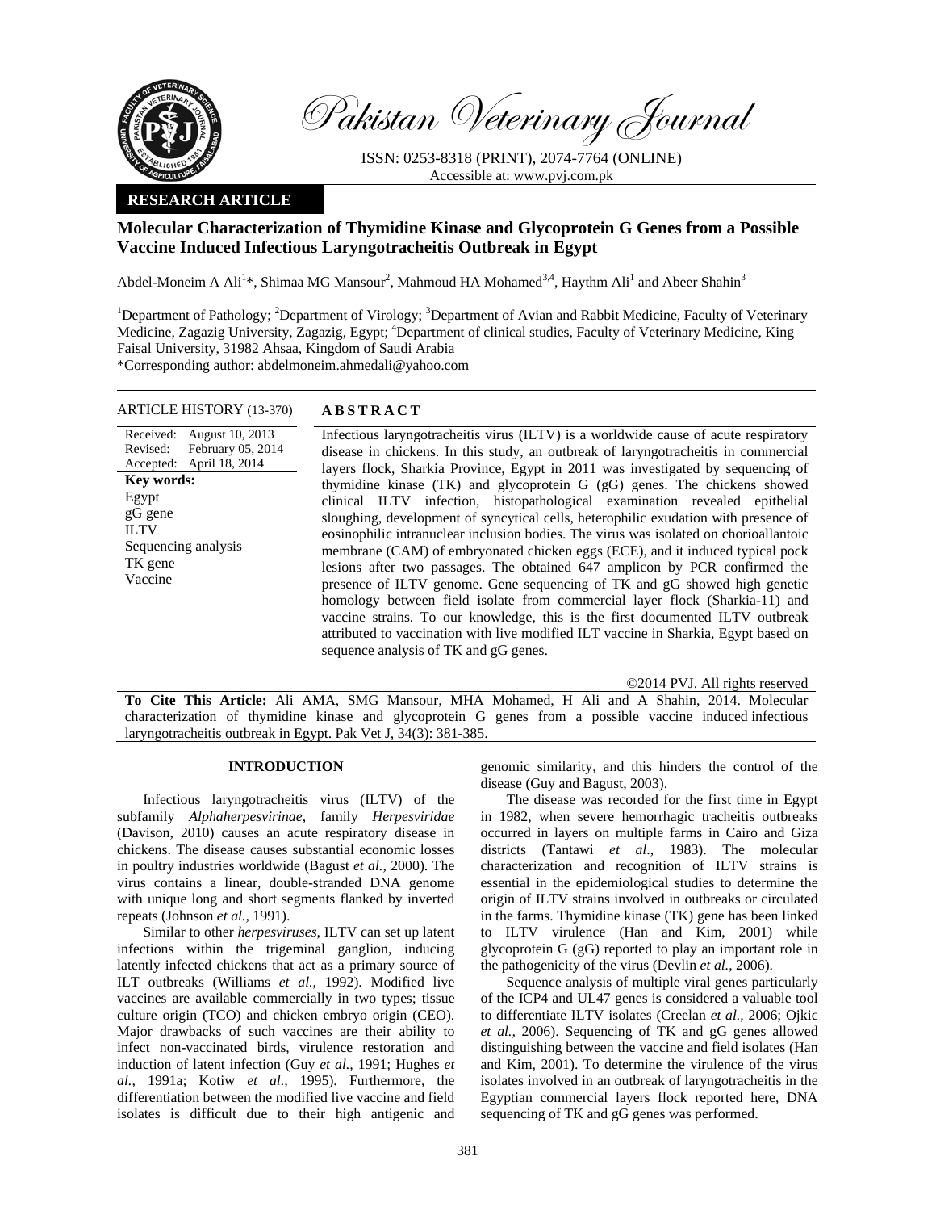Pakistan Veterinary Journal

ISSN: 0253-8318 (PRINT), 2074-7764 (ONLINE)
Accessible at: www.pvj.com.pk

**RESEARCH ARTICLE**

# Molecular Characterization of Thymidine Kinase and Glycoprotein G Genes from a Possible Vaccine Induced Infectious Laryngotracheitis Outbreak in Egypt

Abdel-Moneim A Ali[1]*, Shimaa MG Mansour[2], Mahmoud HA Mohamed[3,4], Haythm Ali[1] and Abeer Shahin[3]

[1]Department of Pathology; [2]Department of Virology; [3]Department of Avian and Rabbit Medicine, Faculty of Veterinary Medicine, Zagazig University, Zagazig, Egypt; [4]Department of clinical studies, Faculty of Veterinary Medicine, King Faisal University, 31982 Ahsaa, Kingdom of Saudi Arabia

*Corresponding author: abdelmoneim.ahmedali@yahoo.com

**ARTICLE HISTORY** (13-370)

Received: August 10, 2013
Revised: February 05, 2014
Accepted: April 18, 2014

**Key words:**
Egypt
gG gene
ILTV
Sequencing analysis
TK gene
Vaccine

## ABSTRACT

Infectious laryngotracheitis virus (ILTV) is a worldwide cause of acute respiratory disease in chickens. In this study, an outbreak of laryngotracheitis in commercial layers flock, Sharkia Province, Egypt in 2011 was investigated by sequencing of thymidine kinase (TK) and glycoprotein G (gG) genes. The chickens showed clinical ILTV infection, histopathological examination revealed epithelial sloughing, development of syncytical cells, heterophilic exudation with presence of eosinophilic intranuclear inclusion bodies. The virus was isolated on chorioallantoic membrane (CAM) of embryonated chicken eggs (ECE), and it induced typical pock lesions after two passages. The obtained 647 amplicon by PCR confirmed the presence of ILTV genome. Gene sequencing of TK and gG showed high genetic homology between field isolate from commercial layer flock (Sharkia-11) and vaccine strains. To our knowledge, this is the first documented ILTV outbreak attributed to vaccination with live modified ILT vaccine in Sharkia, Egypt based on sequence analysis of TK and gG genes.

©2014 PVJ. All rights reserved

**To Cite This Article:** Ali AMA, SMG Mansour, MHA Mohamed, H Ali and A Shahin, 2014. Molecular characterization of thymidine kinase and glycoprotein G genes from a possible vaccine induced infectious laryngotracheitis outbreak in Egypt. Pak Vet J, 34(3): 381-385.

## INTRODUCTION

Infectious laryngotracheitis virus (ILTV) of the subfamily *Alphaherpesvirinae*, family *Herpesviridae* (Davison, 2010) causes an acute respiratory disease in chickens. The disease causes substantial economic losses in poultry industries worldwide (Bagust *et al.,* 2000). The virus contains a linear, double-stranded DNA genome with unique long and short segments flanked by inverted repeats (Johnson *et al.,* 1991).

Similar to other *herpesviruses*, ILTV can set up latent infections within the trigeminal ganglion, inducing latently infected chickens that act as a primary source of ILT outbreaks (Williams *et al.,* 1992). Modified live vaccines are available commercially in two types; tissue culture origin (TCO) and chicken embryo origin (CEO). Major drawbacks of such vaccines are their ability to infect non-vaccinated birds, virulence restoration and induction of latent infection (Guy *et al.,* 1991; Hughes *et al.,* 1991a; Kotiw *et al.,* 1995). Furthermore, the differentiation between the modified live vaccine and field isolates is difficult due to their high antigenic and genomic similarity, and this hinders the control of the disease (Guy and Bagust, 2003).

The disease was recorded for the first time in Egypt in 1982, when severe hemorrhagic tracheitis outbreaks occurred in layers on multiple farms in Cairo and Giza districts (Tantawi *et al*., 1983). The molecular characterization and recognition of ILTV strains is essential in the epidemiological studies to determine the origin of ILTV strains involved in outbreaks or circulated in the farms. Thymidine kinase (TK) gene has been linked to ILTV virulence (Han and Kim, 2001) while glycoprotein G (gG) reported to play an important role in the pathogenicity of the virus (Devlin *et al.,* 2006).

Sequence analysis of multiple viral genes particularly of the ICP4 and UL47 genes is considered a valuable tool to differentiate ILTV isolates (Creelan *et al.,* 2006; Ojkic *et al.,* 2006). Sequencing of TK and gG genes allowed distinguishing between the vaccine and field isolates (Han and Kim, 2001). To determine the virulence of the virus isolates involved in an outbreak of laryngotracheitis in the Egyptian commercial layers flock reported here, DNA sequencing of TK and gG genes was performed.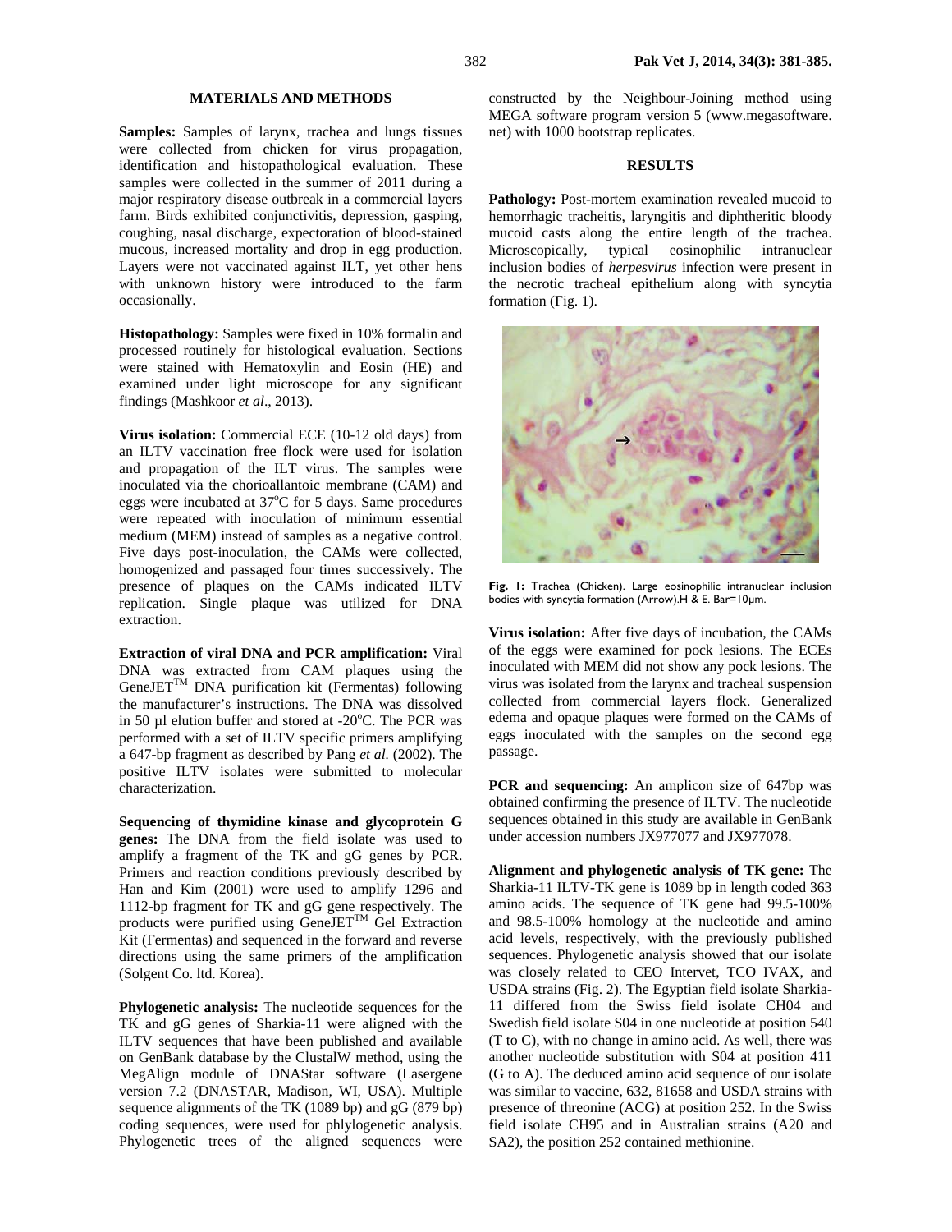## MATERIALS AND METHODS

**Samples:** Samples of larynx, trachea and lungs tissues were collected from chicken for virus propagation, identification and histopathological evaluation. These samples were collected in the summer of 2011 during a major respiratory disease outbreak in a commercial layers farm. Birds exhibited conjunctivitis, depression, gasping, coughing, nasal discharge, expectorating of blood-stained mucous, increased mortality and drop in egg production. Layers were not vaccinated against ILT, yet other hens with unknown history were introduced to the farm occasionally.

**Histopathology:** Samples were fixed in 10% formalin and processed routinely for histological evaluation. Sections were stained with Hematoxylin and Eosin (HE) and examined under light microscope for any significant findings (Mashkoor *et al*., 2013).

**Virus isolation:** Commercial ECE (10-12 old days) from an ILTV vaccination free flock were used for isolation and propagation of the ILT virus. The samples were inoculated via the chorioallantoic membrane (CAM) and eggs were incubated at 37°C for 5 days. Same procedures were repeated with inoculation of minimum essential medium (MEM) instead of samples as a negative control. Five days post-inoculation, the CAMs were collected, homogenized and passaged four times successively. The presence of plaques on the CAMs indicated ILTV replication. Single plaque was utilized for DNA extraction.

**Extraction of viral DNA and PCR amplification:** Viral DNA was extracted from CAM plaques using the GeneJET™ DNA purification kit (Fermentas) following the manufacturer's instructions. The DNA was dissolved in 50 µl elution buffer and stored at -20°C. The PCR was performed with a set of ILTV specific primers amplifying a 647-bp fragment as described by Pang *et al.* (2002). The positive ILTV isolates were submitted to molecular characterization.

**Sequencing of thymidine kinase and glycoprotein G genes:** The DNA from the field isolate was used to amplify a fragment of the TK and gG genes by PCR. Primers and reaction conditions previously described by Han and Kim (2001) were used to amplify 1296 and 1112-bp fragment for TK and gG gene respectively. The products were purified using GeneJET™ Gel Extraction Kit (Fermentas) and sequenced in the forward and reverse directions using the same primers of the amplification (Solgent Co. ltd. Korea).

**Phylogenetic analysis:** The nucleotide sequences for the TK and gG genes of Sharkia-11 were aligned with the ILTV sequences that have been published and available on GenBank database by the ClustalW method, using the MegAlign module of DNAStar software (Lasergene version 7.2 (DNASTAR, Madison, WI, USA). Multiple sequence alignments of the TK (1089 bp) and gG (879 bp) coding sequences, were used for phlylogenetic analysis. Phylogenetic trees of the aligned sequences were constructed by the Neighbour-Joining method using MEGA software program version 5 (www.megasoftware.net) with 1000 bootstrap replicates.

## RESULTS

**Pathology:** Post-mortem examination revealed mucoid to hemorrhagic tracheitis, laryngitis and diphtheritic bloody mucoid casts along the entire length of the trachea. Microscopically, typical eosinophilic intranuclear inclusion bodies of *herpesvirus* infection were present in the necrotic tracheal epithelium along with syncytia formation (Fig. 1).

**Fig. 1:** Trachea (Chicken). Large eosinophilic intranuclear inclusion bodies with syncytia formation (Arrow).H & E. Bar=10µm.

**Virus isolation:** After five days of incubation, the CAMs of the eggs were examined for pock lesions. The ECEs inoculated with MEM did not show any pock lesions. The virus was isolated from the larynx and tracheal suspension collected from commercial layers flock. Generalized edema and opaque plaques were formed on the CAMs of eggs inoculated with the samples on the second egg passage.

**PCR and sequencing:** An amplicon size of 647bp was obtained confirming the presence of ILTV. The nucleotide sequences obtained in this study are available in GenBank under accession numbers JX977077 and JX977078.

**Alignment and phylogenetic analysis of TK gene:** The Sharkia-11 ILTV-TK gene is 1089 bp in length coded 363 amino acids. The sequence of TK gene had 99.5-100% and 98.5-100% homology at the nucleotide and amino acid levels, respectively, with the previously published sequences. Phylogenetic analysis showed that our isolate was closely related to CEO Intervet, TCO IVAX, and USDA strains (Fig. 2). The Egyptian field isolate Sharkia-11 differed from the Swiss field isolate CH04 and Swedish field isolate S04 in one nucleotide at position 540 (T to C), with no change in amino acid. As well, there was another nucleotide substitution with S04 at position 411 (G to A). The deduced amino acid sequence of our isolate was similar to vaccine, 632, 81658 and USDA strains with presence of threonine (ACG) at position 252. In the Swiss field isolate CH95 and in Australian strains (A20 and SA2), the position 252 contained methionine.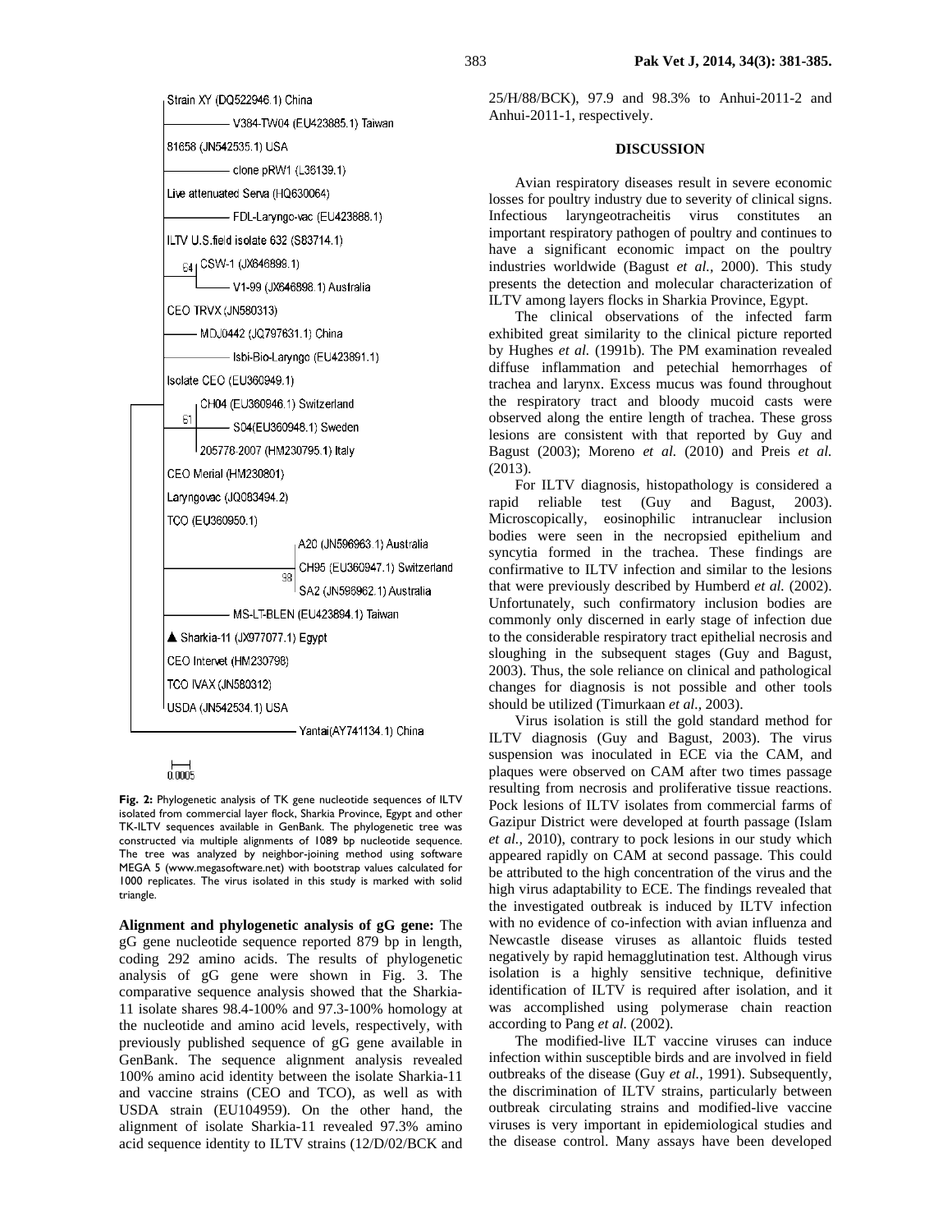**Fig. 2:** Phylogenetic analysis of TK gene nucleotide sequences of ILTV isolated from commercial layer flock, Sharkia Province, Egypt and other TK-ILTV sequences available in GenBank. The phylogenetic tree was constructed via multiple alignments of 1089 bp nucleotide sequence. The tree was analyzed by neighbor-joining method using software MEGA 5 (www.megasoftware.net) with bootstrap values calculated for 1000 replicates. The virus isolated in this study is marked with solid triangle.

**Alignment and phylogenetic analysis of gG gene:** The gG gene nucleotide sequence reported 879 bp in length, coding 292 amino acids. The results of phylogenetic analysis of gG gene were shown in Fig. 3. The comparative sequence analysis showed that the Sharkia-11 isolate shares 98.4-100% and 97.3-100% homology at the nucleotide and amino acid levels, respectively, with previously published sequence of gG gene available in GenBank. The sequence alignment analysis revealed 100% amino acid identity between the isolate Sharkia-11 and vaccine strains (CEO and TCO), as well as with USDA strain (EU104959). On the other hand, the alignment of isolate Sharkia-11 revealed 97.3% amino acid sequence identity to ILTV strains (12/D/02/BCK and 25/H/88/BCK), 97.9 and 98.3% to Anhui-2011-2 and Anhui-2011-1, respectively.

## DISCUSSION

Avian respiratory diseases result in severe economic losses for poultry industry due to severity of clinical signs. Infectious laryngeotracheitis virus constitutes an important respiratory pathogen of poultry and continues to have a significant economic impact on the poultry industries worldwide (Bagust *et al.*, 2000). This study presents the detection and molecular characterization of ILTV among layers flocks in Sharkia Province, Egypt.

The clinical observations of the infected farm exhibited great similarity to the clinical picture reported by Hughes *et al.* (1991b). The PM examination revealed diffuse inflammation and petechial hemorrhages of trachea and larynx. Excess mucus was found throughout the respiratory tract and bloody mucoid casts were observed along the entire length of trachea. These gross lesions are consistent with that reported by Guy and Bagust (2003); Moreno *et al.* (2010) and Preis *et al.* (2013).

For ILTV diagnosis, histopathology is considered a rapid reliable test (Guy and Bagust, 2003). Microscopically, eosinophilic intranuclear inclusion bodies were seen in the necropsied epithelium and syncytia formed in the trachea. These findings are confirmative to ILTV infection and similar to the lesions that were previously described by Humberd *et al.* (2002). Unfortunately, such confirmatory inclusion bodies are commonly only discerned in early stage of infection due to the considerable respiratory tract epithelial necrosis and sloughing in the subsequent stages (Guy and Bagust, 2003). Thus, the sole reliance on clinical and pathological changes for diagnosis is not possible and other tools should be utilized (Timurkaan *et al.*, 2003).

Virus isolation is still the gold standard method for ILTV diagnosis (Guy and Bagust, 2003). The virus suspension was inoculated in ECE via the CAM, and plaques were observed on CAM after two times passage resulting from necrosis and proliferative tissue reactions. Pock lesions of ILTV isolates from commercial farms of Gazipur District were developed at fourth passage (Islam *et al.*, 2010), contrary to pock lesions in our study which appeared rapidly on CAM at second passage. This could be attributed to the high concentration of the virus and the high virus adaptability to ECE. The findings revealed that the investigated outbreak is induced by ILTV infection with no evidence of co-infection with avian influenza and Newcastle disease viruses as allantoic fluids tested negatively by rapid hemagglutination test. Although virus isolation is a highly sensitive technique, definitive identification of ILTV is required after isolation, and it was accomplished using polymerase chain reaction according to Pang *et al.* (2002).

The modified-live ILT vaccine viruses can induce infection within susceptible birds and are involved in field outbreaks of the disease (Guy *et al.*, 1991). Subsequently, the discrimination of ILTV strains, particularly between outbreak circulating strains and modified-live vaccine viruses is very important in epidemiological studies and the disease control. Many assays have been developed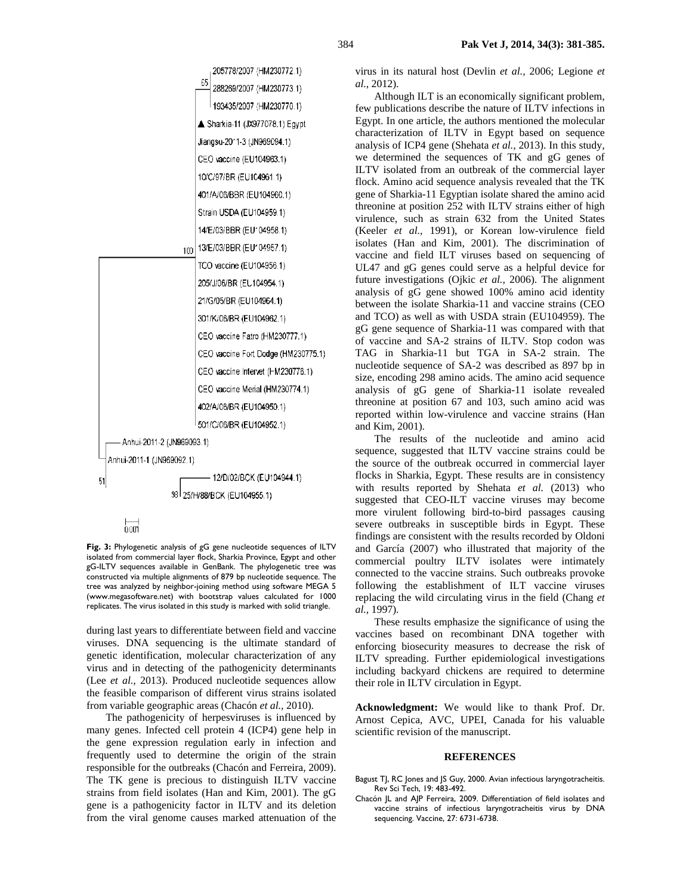205778/2007 (HM230772.1)
65
288269/2007 (HM230773.1)
193435/2007 (HM230770.1)
▲ Sharkia-11 (JX977078.1) Egypt
Jiangsu-2011-3 (JN969094.1)
CEO vaccine (EU104963.1)
10/C/97/BR (EU104961.1)
401/A/06/BBR (EU104960.1)
Strain USDA (EU104959.1)
14/E/03/BBR (EU104958.1)
100
13/E/03/BBR (EU104957.1)
TCO vaccine (EU104956.1)
205/J/06/BR (EU104954.1)
21/G/05/BR (EU104964.1)
301/K/06/BR (EU104962.1)
CEO vaccine Fatro (HM230777.1)
CEO vaccine Fort Dodge (HM230775.1)
CEO vaccine Intervet (HM230776.1)
CEO vaccine Merial (HM230774.1)
402/A/06/BR (EU104950.1)
501/C/06/BR (EU104952.1)
Anhui-2011-2 (JN969093.1)
Anhui-2011-1 (JN969092.1)
51
12/D/02/BCK (EU104944.1)
98
25/H/88/BCK (EU104955.1)

0.001

**Fig. 3:** Phylogenetic analysis of gG gene nucleotide sequences of ILTV isolated from commercial layer flock, Sharkia Province, Egypt and other gG-ILTV sequences available in GenBank. The phylogenetic tree was constructed via multiple alignments of 879 bp nucleotide sequence. The tree was analyzed by neighbor-joining method using software MEGA 5 (www.megasoftware.net) with bootstrap values calculated for 1000 replicates. The virus isolated in this study is marked with solid triangle.

during last years to differentiate between field and vaccine viruses. DNA sequencing is the ultimate standard of genetic identification, molecular characterization of any virus and in detecting of the pathogenicity determinants (Lee *et al.,* 2013). Produced nucleotide sequences allow the feasible comparison of different virus strains isolated from variable geographic areas (Chacón *et al.,* 2010).

The pathogenicity of herpesviruses is influenced by many genes. Infected cell protein 4 (ICP4) gene help in the gene expression regulation early in infection and frequently used to determine the origin of the strain responsible for the outbreaks (Chacón and Ferreira, 2009). The TK gene is precious to distinguish ILTV vaccine strains from field isolates (Han and Kim, 2001). The gG gene is a pathogenicity factor in ILTV and its deletion from the viral genome causes marked attenuation of the virus in its natural host (Devlin *et al.,* 2006; Legione *et al.,* 2012).

Although ILT is an economically significant problem, few publications describe the nature of ILTV infections in Egypt. In one article, the authors mentioned the molecular characterization of ILTV in Egypt based on sequence analysis of ICP4 gene (Shehata *et al.,* 2013). In this study, we determined the sequences of TK and gG genes of ILTV isolated from an outbreak of the commercial layer flock. Amino acid sequence analysis revealed that the TK gene of Sharkia-11 Egyptian isolate shared the amino acid threonine at position 252 with ILTV strains either of high virulence, such as strain 632 from the United States (Keeler *et al.,* 1991), or Korean low-virulence field isolates (Han and Kim, 2001). The discrimination of vaccine and field ILT viruses based on sequencing of UL47 and gG genes could serve as a helpful device for future investigations (Ojkic *et al.,* 2006). The alignment analysis of gG gene showed 100% amino acid identity between the isolate Sharkia-11 and vaccine strains (CEO and TCO) as well as with USDA strain (EU104959). The gG gene sequence of Sharkia-11 was compared with that of vaccine and SA-2 strains of ILTV. Stop codon was TAG in Sharkia-11 but TGA in SA-2 strain. The nucleotide sequence of SA-2 was described as 897 bp in size, encoding 298 amino acids. The amino acid sequence analysis of gG gene of Sharkia-11 isolate revealed threonine at position 67 and 103, such amino acid was reported within low-virulence and vaccine strains (Han and Kim, 2001).

The results of the nucleotide and amino acid sequence, suggested that ILTV vaccine strains could be the source of the outbreak occurred in commercial layer flocks in Sharkia, Egypt. These results are in consistency with results reported by Shehata *et al.* (2013) who suggested that CEO-ILT vaccine viruses may become more virulent following bird-to-bird passages causing severe outbreaks in susceptible birds in Egypt. These findings are consistent with the results recorded by Oldoni and García (2007) who illustrated that majority of the commercial poultry ILTV isolates were intimately connected to the vaccine strains. Such outbreaks provoke following the establishment of ILT vaccine viruses replacing the wild circulating virus in the field (Chang *et al.,* 1997).

These results emphasize the significance of using the vaccines based on recombinant DNA together with enforcing biosecurity measures to decrease the risk of ILTV spreading. Further epidemiological investigations including backyard chickens are required to determine their role in ILTV circulation in Egypt.

**Acknowledgment:** We would like to thank Prof. Dr. Arnost Cepica, AVC, UPEI, Canada for his valuable scientific revision of the manuscript.

## REFERENCES

Bagust TJ, RC Jones and JS Guy, 2000. Avian infectious laryngotracheitis. Rev Sci Tech, 19: 483-492.

Chacón JL and AJP Ferreira, 2009. Differentiation of field isolates and vaccine strains of infectious laryngotracheitis virus by DNA sequencing. Vaccine, 27: 6731-6738.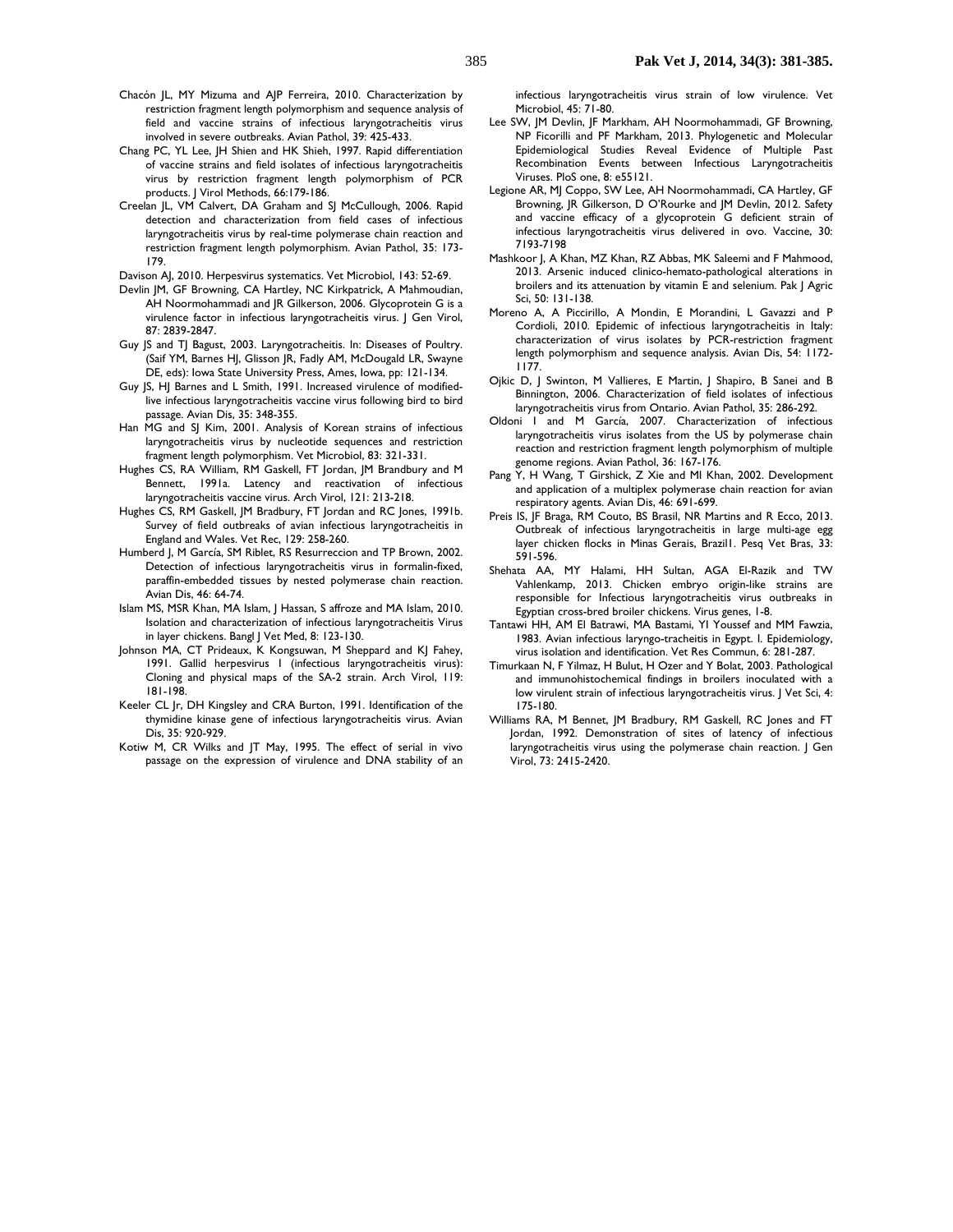Chacón JL, MY Mizuma and AJP Ferreira, 2010. Characterization by restriction fragment length polymorphism and sequence analysis of field and vaccine strains of infectious laryngotracheitis virus involved in severe outbreaks. Avian Pathol, 39: 425-433.

Chang PC, YL Lee, JH Shien and HK Shieh, 1997. Rapid differentiation of vaccine strains and field isolates of infectious laryngotracheitis virus by restriction fragment length polymorphism of PCR products. J Virol Methods, 66:179-186.

Creelan JL, VM Calvert, DA Graham and SJ McCullough, 2006. Rapid detection and characterization from field cases of infectious laryngotracheitis virus by real-time polymerase chain reaction and restriction fragment length polymorphism. Avian Pathol, 35: 173-179.

Davison AJ, 2010. Herpesvirus systematics. Vet Microbiol, 143: 52-69.

Devlin JM, GF Browning, CA Hartley, NC Kirkpatrick, A Mahmoudian, AH Noormohammadi and JR Gilkerson, 2006. Glycoprotein G is a virulence factor in infectious laryngotracheitis virus. J Gen Virol, 87: 2839-2847.

Guy JS and TJ Bagust, 2003. Laryngotracheitis. In: Diseases of Poultry. (Saif YM, Barnes HJ, Glisson JR, Fadly AM, McDougald LR, Swayne DE, eds): Iowa State University Press, Ames, Iowa, pp: 121-134.

Guy JS, HJ Barnes and L Smith, 1991. Increased virulence of modified-live infectious laryngotracheitis vaccine virus following bird to bird passage. Avian Dis, 35: 348-355.

Han MG and SJ Kim, 2001. Analysis of Korean strains of infectious laryngotracheitis virus by nucleotide sequences and restriction fragment length polymorphism. Vet Microbiol, 83: 321-331.

Hughes CS, RA William, RM Gaskell, FT Jordan, JM Brandbury and M Bennett, 1991a. Latency and reactivation of infectious laryngotracheitis vaccine virus. Arch Virol, 121: 213-218.

Hughes CS, RM Gaskell, JM Bradbury, FT Jordan and RC Jones, 1991b. Survey of field outbreaks of avian infectious laryngotracheitis in England and Wales. Vet Rec, 129: 258-260.

Humberd J, M García, SM Riblet, RS Resurreccion and TP Brown, 2002. Detection of infectious laryngotracheitis virus in formalin-fixed, paraffin-embedded tissues by nested polymerase chain reaction. Avian Dis, 46: 64-74.

Islam MS, MSR Khan, MA Islam, J Hassan, S affroze and MA Islam, 2010. Isolation and characterization of infectious laryngotracheitis Virus in layer chickens. Bangl J Vet Med, 8: 123-130.

Johnson MA, CT Prideaux, K Kongsuwan, M Sheppard and KJ Fahey, 1991. Gallid herpesvirus 1 (infectious laryngotracheitis virus): Cloning and physical maps of the SA-2 strain. Arch Virol, 119: 181-198.

Keeler CL Jr, DH Kingsley and CRA Burton, 1991. Identification of the thymidine kinase gene of infectious laryngotracheitis virus. Avian Dis, 35: 920-929.

Kotiw M, CR Wilks and JT May, 1995. The effect of serial in vivo passage on the expression of virulence and DNA stability of an infectious laryngotracheitis virus strain of low virulence. Vet Microbiol, 45: 71-80.

Lee SW, JM Devlin, JF Markham, AH Noormohammadi, GF Browning, NP Ficorilli and PF Markham, 2013. Phylogenetic and Molecular Epidemiological Studies Reveal Evidence of Multiple Past Recombination Events between Infectious Laryngotracheitis Viruses. PloS one, 8: e55121.

Legione AR, MJ Coppo, SW Lee, AH Noormohammadi, CA Hartley, GF Browning, JR Gilkerson, D O'Rourke and JM Devlin, 2012. Safety and vaccine efficacy of a glycoprotein G deficient strain of infectious laryngotracheitis virus delivered in ovo. Vaccine, 30: 7193-7198

Mashkoor J, A Khan, MZ Khan, RZ Abbas, MK Saleemi and F Mahmood, 2013. Arsenic induced clinico-hemato-pathological alterations in broilers and its attenuation by vitamin E and selenium. Pak J Agric Sci, 50: 131-138.

Moreno A, A Piccirillo, A Mondin, E Morandini, L Gavazzi and P Cordioli, 2010. Epidemic of infectious laryngotracheitis in Italy: characterization of virus isolates by PCR-restriction fragment length polymorphism and sequence analysis. Avian Dis, 54: 1172-1177.

Ojkic D, J Swinton, M Vallieres, E Martin, J Shapiro, B Sanei and B Binnington, 2006. Characterization of field isolates of infectious laryngotracheitis virus from Ontario. Avian Pathol, 35: 286-292.

Oldoni I and M García, 2007. Characterization of infectious laryngotracheitis virus isolates from the US by polymerase chain reaction and restriction fragment length polymorphism of multiple genome regions. Avian Pathol, 36: 167-176.

Pang Y, H Wang, T Girshick, Z Xie and MI Khan, 2002. Development and application of a multiplex polymerase chain reaction for avian respiratory agents. Avian Dis, 46: 691-699.

Preis IS, JF Braga, RM Couto, BS Brasil, NR Martins and R Ecco, 2013. Outbreak of infectious laryngotracheitis in large multi-age egg layer chicken flocks in Minas Gerais, Brazil1. Pesq Vet Bras, 33: 591-596.

Shehata AA, MY Halami, HH Sultan, AGA El-Razik and TW Vahlenkamp, 2013. Chicken embryo origin-like strains are responsible for Infectious laryngotracheitis virus outbreaks in Egyptian cross-bred broiler chickens. Virus genes, 1-8.

Tantawi HH, AM El Batrawi, MA Bastami, YI Youssef and MM Fawzia, 1983. Avian infectious laryngo-tracheitis in Egypt. I. Epidemiology, virus isolation and identification. Vet Res Commun, 6: 281-287.

Timurkaan N, F Yilmaz, H Bulut, H Ozer and Y Bolat, 2003. Pathological and immunohistochemical findings in broilers inoculated with a low virulent strain of infectious laryngotracheitis virus. J Vet Sci, 4: 175-180.

Williams RA, M Bennet, JM Bradbury, RM Gaskell, RC Jones and FT Jordan, 1992. Demonstration of sites of latency of infectious laryngotracheitis virus using the polymerase chain reaction. J Gen Virol, 73: 2415-2420.